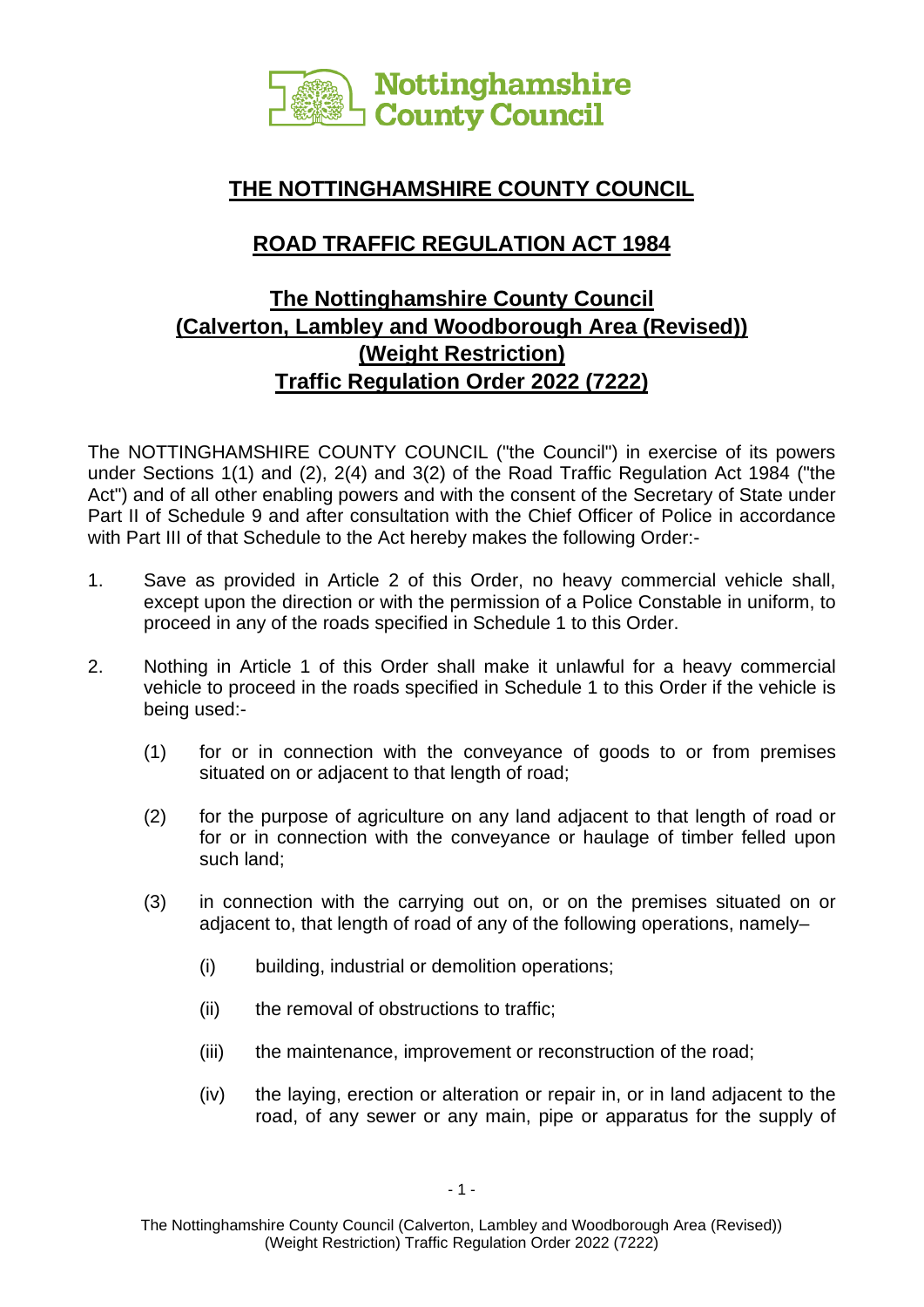# THE NOTTINGHAMSHIRE COUNTY COUNCIL

## ROAD TRAFFIC REGULATION ACT 1984

## The Nottinghamshire County Council (Calverton, Lambley and Woodborough Area (Revised)) (Weight Restriction) Traffic Regulation Order 2022 (7222)

The NOTTINGHAMSHIRE COUNTY COUNCIL ("the Council") in exercise of its powers under Sections 1(1) and (2), 2(4) and 3(2) of the Road Traffic Regulation Act 1984 ("the Act") and of all other enabling powers and with the consent of the Secretary of State under Part II of Schedule 9 and after consultation with the Chief Officer of Police in accordance with Part III of that Schedule to the Act hereby makes the following Order:-

1. Save as provided in Article 2 of this Order, no heavy commercial vehicle shall, except upon the direction or with the permission of a Police Constable in uniform, to proceed in any of the roads specified in Schedule 1 to this Order.

2. Nothing in Article 1 of this Order shall make it unlawful for a heavy commercial vehicle to proceed in the roads specified in Schedule 1 to this Order if the vehicle is being used:-

   (1) for or in connection with the conveyance of goods to or from premises situated on or adjacent to that length of road;

   (2) for the purpose of agriculture on any land adjacent to that length of road or for or in connection with the conveyance or haulage of timber felled upon such land;

   (3) in connection with the carrying out on, or on the premises situated on or adjacent to, that length of road of any of the following operations, namely–

      (i) building, industrial or demolition operations;

      (ii) the removal of obstructions to traffic;

      (iii) the maintenance, improvement or reconstruction of the road;

      (iv) the laying, erection or alteration or repair in, or in land adjacent to the road, of any sewer or any main, pipe or apparatus for the supply of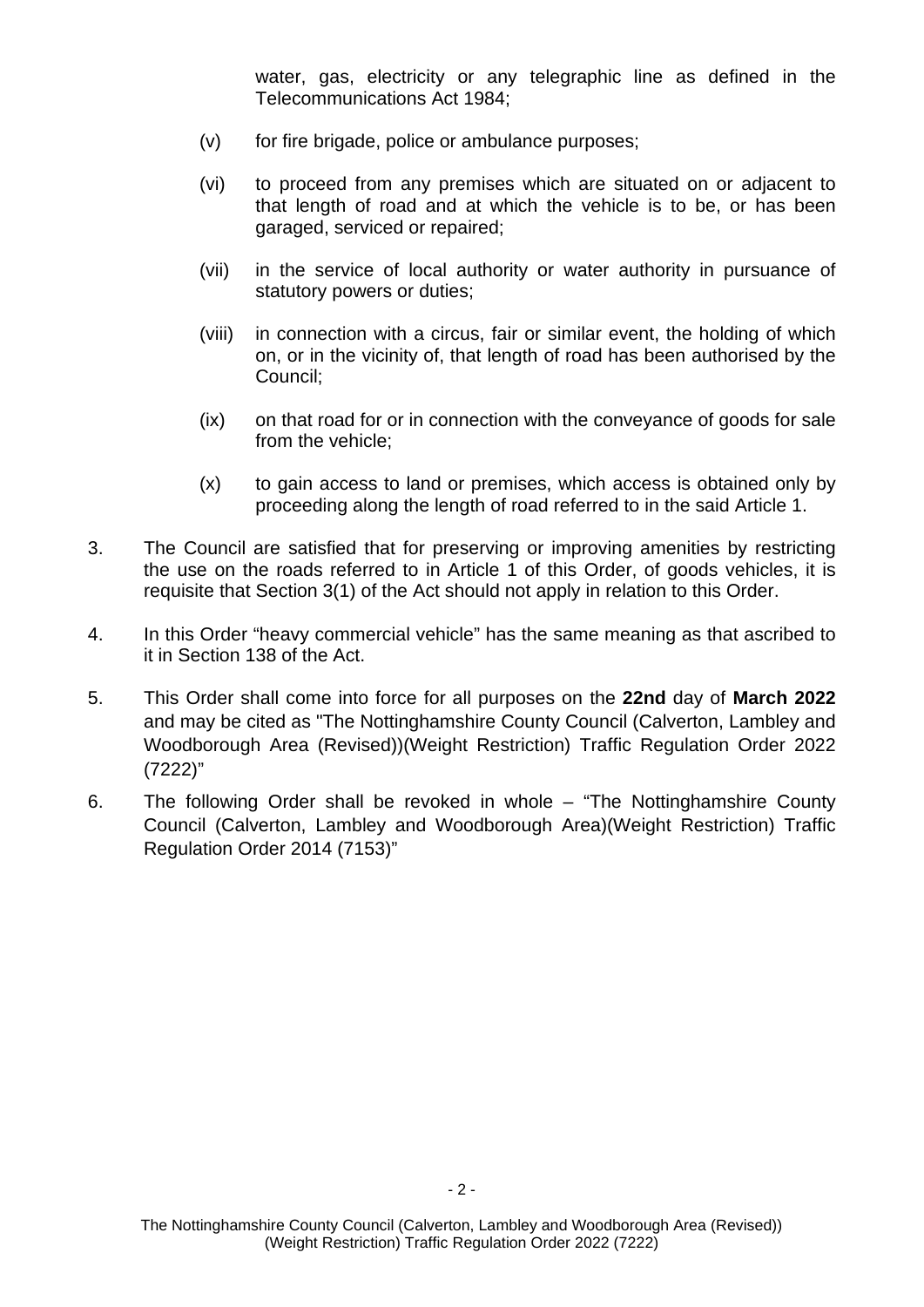water, gas, electricity or any telegraphic line as defined in the Telecommunications Act 1984;

(v) for fire brigade, police or ambulance purposes;

(vi) to proceed from any premises which are situated on or adjacent to that length of road and at which the vehicle is to be, or has been garaged, serviced or repaired;

(vii) in the service of local authority or water authority in pursuance of statutory powers or duties;

(viii) in connection with a circus, fair or similar event, the holding of which on, or in the vicinity of, that length of road has been authorised by the Council;

(ix) on that road for or in connection with the conveyance of goods for sale from the vehicle;

(x) to gain access to land or premises, which access is obtained only by proceeding along the length of road referred to in the said Article 1.

3. The Council are satisfied that for preserving or improving amenities by restricting the use on the roads referred to in Article 1 of this Order, of goods vehicles, it is requisite that Section 3(1) of the Act should not apply in relation to this Order.

4. In this Order "heavy commercial vehicle" has the same meaning as that ascribed to it in Section 138 of the Act.

5. This Order shall come into force for all purposes on the **22nd** day of **March 2022** and may be cited as "The Nottinghamshire County Council (Calverton, Lambley and Woodborough Area (Revised))(Weight Restriction) Traffic Regulation Order 2022 (7222)"

6. The following Order shall be revoked in whole – "The Nottinghamshire County Council (Calverton, Lambley and Woodborough Area)(Weight Restriction) Traffic Regulation Order 2014 (7153)"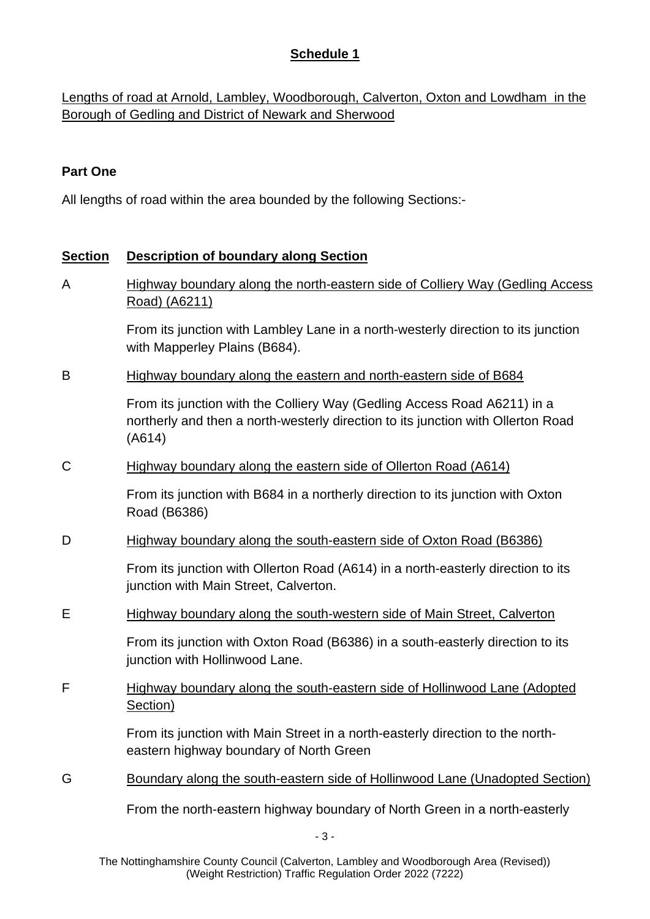## Schedule 1

Lengths of road at Arnold, Lambley, Woodborough, Calverton, Oxton and Lowdham in the Borough of Gedling and District of Newark and Sherwood

**Part One**

All lengths of road within the area bounded by the following Sections:-

| Section | Description of boundary along Section |
|---|---|
| A | Highway boundary along the north-eastern side of Colliery Way (Gedling Access Road) (A6211)<br><br>From its junction with Lambley Lane in a north-westerly direction to its junction with Mapperley Plains (B684). |
| B | Highway boundary along the eastern and north-eastern side of B684<br><br>From its junction with the Colliery Way (Gedling Access Road A6211) in a northerly and then a north-westerly direction to its junction with Ollerton Road (A614) |
| C | Highway boundary along the eastern side of Ollerton Road (A614)<br><br>From its junction with B684 in a northerly direction to its junction with Oxton Road (B6386) |
| D | Highway boundary along the south-eastern side of Oxton Road (B6386)<br><br>From its junction with Ollerton Road (A614) in a north-easterly direction to its junction with Main Street, Calverton. |
| E | Highway boundary along the south-western side of Main Street, Calverton<br><br>From its junction with Oxton Road (B6386) in a south-easterly direction to its junction with Hollinwood Lane. |
| F | Highway boundary along the south-eastern side of Hollinwood Lane (Adopted Section)<br><br>From its junction with Main Street in a north-easterly direction to the north-eastern highway boundary of North Green |
| G | Boundary along the south-eastern side of Hollinwood Lane (Unadopted Section)<br><br>From the north-eastern highway boundary of North Green in a north-easterly |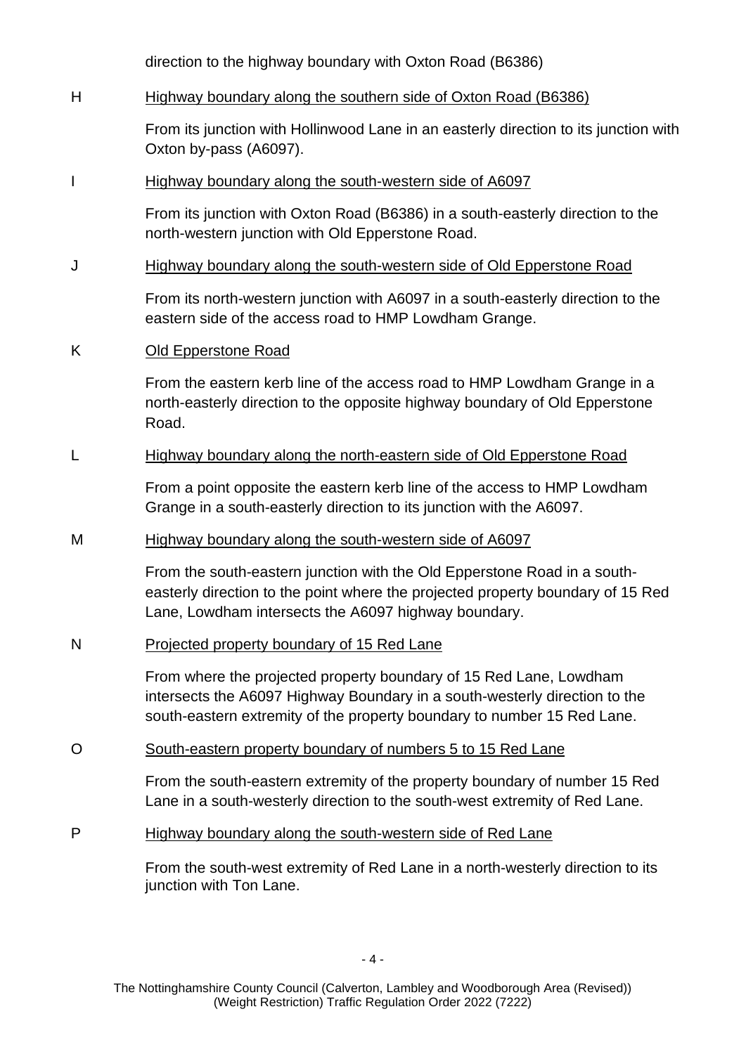direction to the highway boundary with Oxton Road (B6386)

H <u>Highway boundary along the southern side of Oxton Road (B6386)</u>

From its junction with Hollinwood Lane in an easterly direction to its junction with Oxton by-pass (A6097).

I <u>Highway boundary along the south-western side of A6097</u>

From its junction with Oxton Road (B6386) in a south-easterly direction to the north-western junction with Old Epperstone Road.

J <u>Highway boundary along the south-western side of Old Epperstone Road</u>

From its north-western junction with A6097 in a south-easterly direction to the eastern side of the access road to HMP Lowdham Grange.

K <u>Old Epperstone Road</u>

From the eastern kerb line of the access road to HMP Lowdham Grange in a north-easterly direction to the opposite highway boundary of Old Epperstone Road.

L <u>Highway boundary along the north-eastern side of Old Epperstone Road</u>

From a point opposite the eastern kerb line of the access to HMP Lowdham Grange in a south-easterly direction to its junction with the A6097.

M <u>Highway boundary along the south-western side of A6097</u>

From the south-eastern junction with the Old Epperstone Road in a south-easterly direction to the point where the projected property boundary of 15 Red Lane, Lowdham intersects the A6097 highway boundary.

N <u>Projected property boundary of 15 Red Lane</u>

From where the projected property boundary of 15 Red Lane, Lowdham intersects the A6097 Highway Boundary in a south-westerly direction to the south-eastern extremity of the property boundary to number 15 Red Lane.

O <u>South-eastern property boundary of numbers 5 to 15 Red Lane</u>

From the south-eastern extremity of the property boundary of number 15 Red Lane in a south-westerly direction to the south-west extremity of Red Lane.

P <u>Highway boundary along the south-western side of Red Lane</u>

From the south-west extremity of Red Lane in a north-westerly direction to its junction with Ton Lane.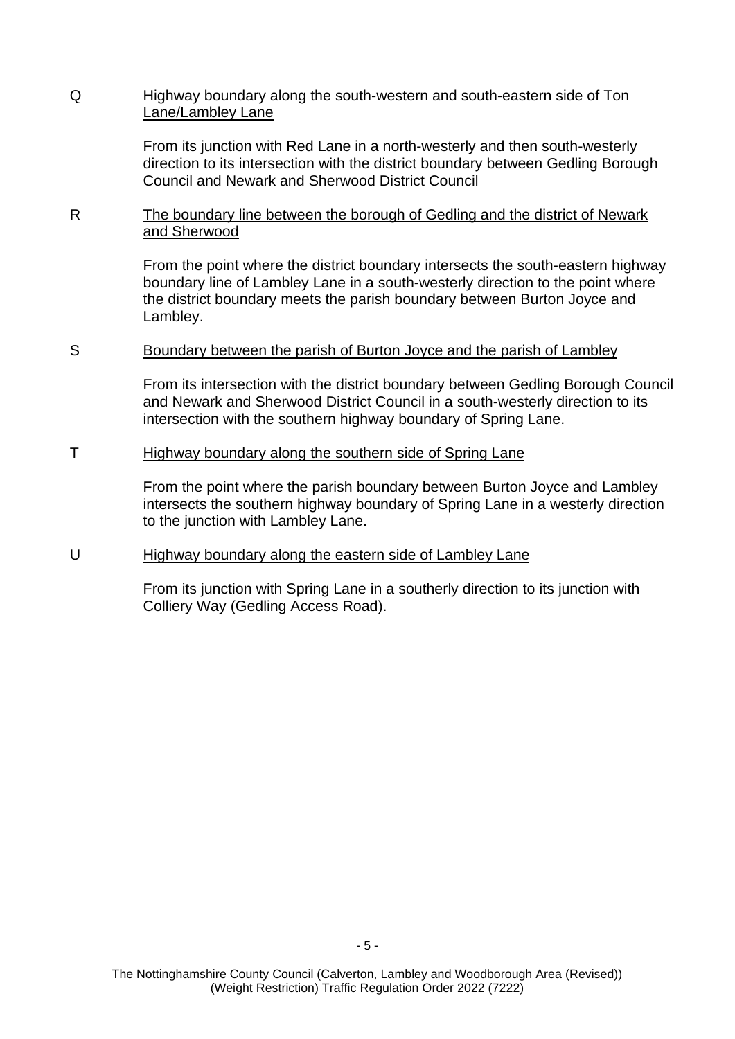Q Highway boundary along the south-western and south-eastern side of Ton Lane/Lambley Lane

From its junction with Red Lane in a north-westerly and then south-westerly direction to its intersection with the district boundary between Gedling Borough Council and Newark and Sherwood District Council

R The boundary line between the borough of Gedling and the district of Newark and Sherwood

From the point where the district boundary intersects the south-eastern highway boundary line of Lambley Lane in a south-westerly direction to the point where the district boundary meets the parish boundary between Burton Joyce and Lambley.

S Boundary between the parish of Burton Joyce and the parish of Lambley

From its intersection with the district boundary between Gedling Borough Council and Newark and Sherwood District Council in a south-westerly direction to its intersection with the southern highway boundary of Spring Lane.

T Highway boundary along the southern side of Spring Lane

From the point where the parish boundary between Burton Joyce and Lambley intersects the southern highway boundary of Spring Lane in a westerly direction to the junction with Lambley Lane.

U Highway boundary along the eastern side of Lambley Lane

From its junction with Spring Lane in a southerly direction to its junction with Colliery Way (Gedling Access Road).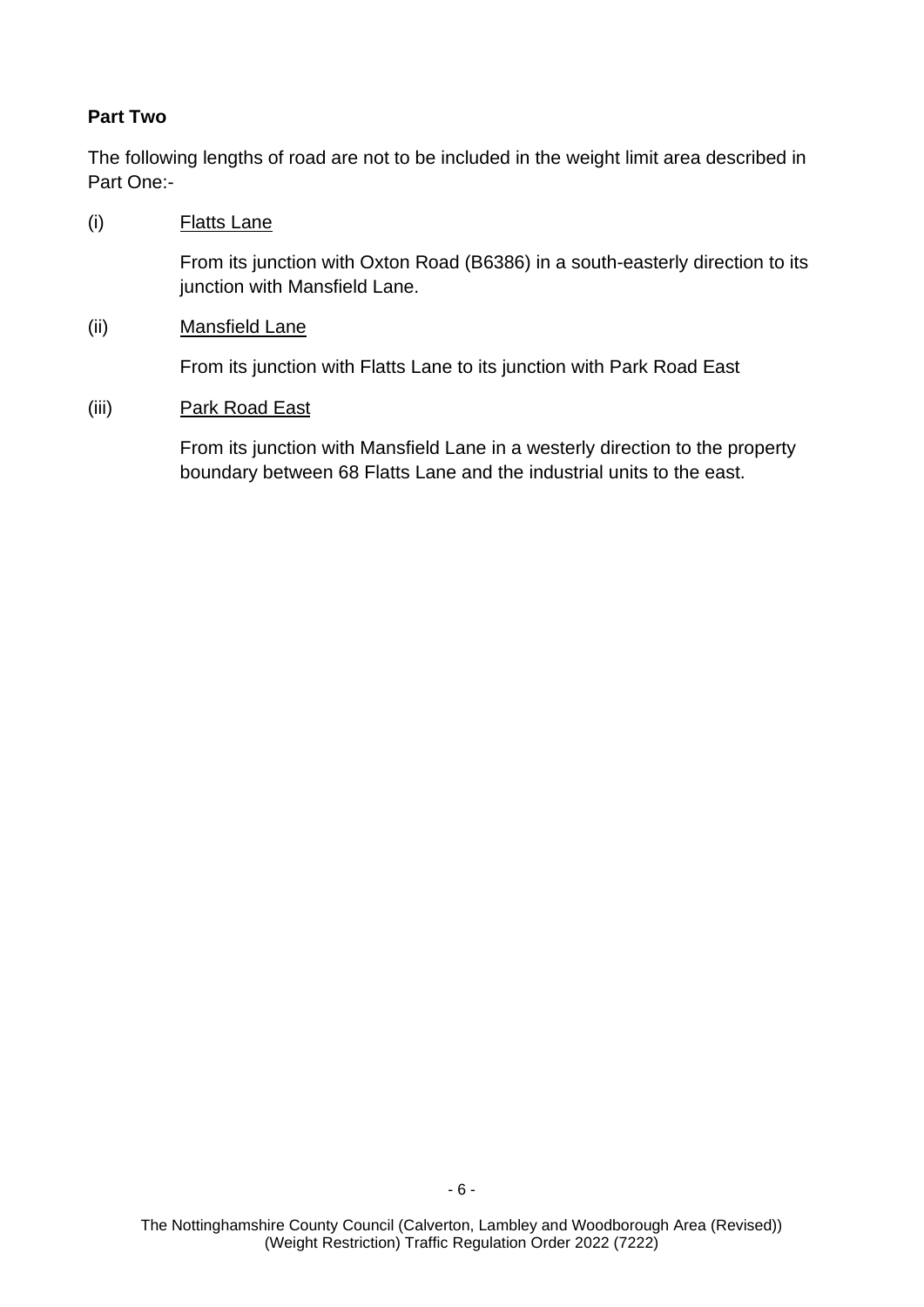**Part Two**

The following lengths of road are not to be included in the weight limit area described in Part One:-

(i) Flatts Lane

From its junction with Oxton Road (B6386) in a south-easterly direction to its junction with Mansfield Lane.

(ii) Mansfield Lane

From its junction with Flatts Lane to its junction with Park Road East

(iii) Park Road East

From its junction with Mansfield Lane in a westerly direction to the property boundary between 68 Flatts Lane and the industrial units to the east.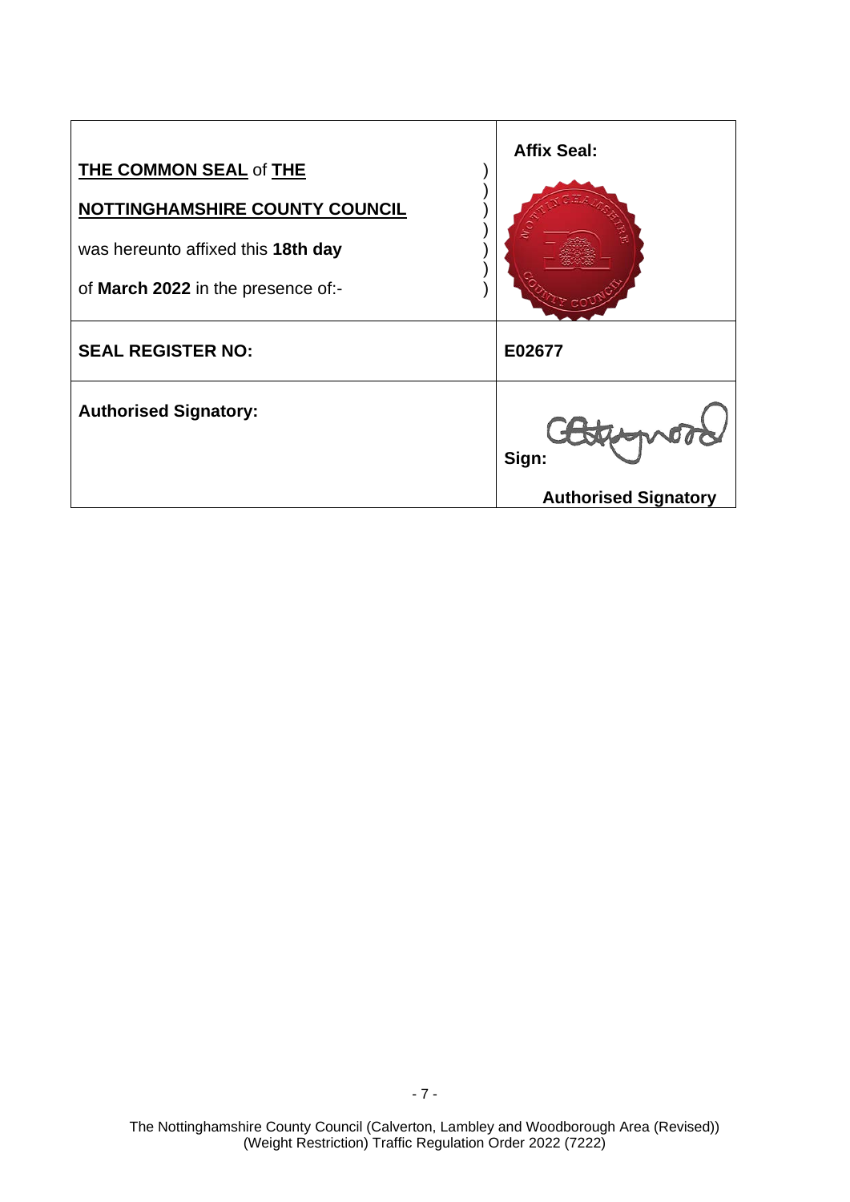| | |
|---|---|
| **THE COMMON SEAL** of **THE NOTTINGHAMSHIRE COUNTY COUNCIL** was hereunto affixed this **18th day** of **March 2022** in the presence of:- ) ) ) ) ) ) ) | **Affix Seal:** |
| **SEAL REGISTER NO:** | **E02677** |
| **Authorised Signatory:** | **Sign:** **Authorised Signatory** |

The Nottinghamshire County Council (Calverton, Lambley and Woodborough Area (Revised)) (Weight Restriction) Traffic Regulation Order 2022 (7222)